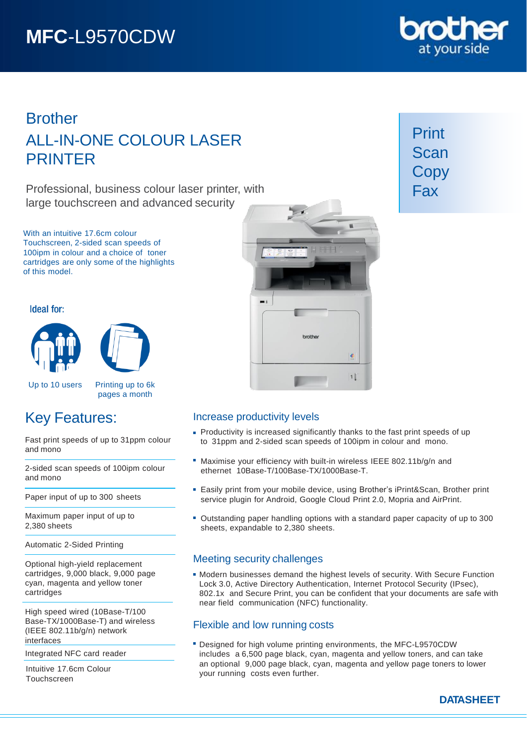# MFC-L9570CDW

brother at your side

## Brother ALL-IN-ONE COLOUR LASER PRINTER

Professional, business colour laser printer, with large touchscreen and advanced security

Print
Scan
Copy
Fax

With an intuitive 17.6cm colour Touchscreen, 2-sided scan speeds of 100ipm in colour and a choice of toner cartridges are only some of the highlights of this model.

### Ideal for:

Up to 10 users

Printing up to 6k pages a month

## Key Features:

- Fast print speeds of up to 31ppm colour and mono
- 2-sided scan speeds of 100ipm colour and mono
- Paper input of up to 300 sheets
- Maximum paper input of up to 2,380 sheets
- Automatic 2-Sided Printing
- Optional high-yield replacement cartridges, 9,000 black, 9,000 page cyan, magenta and yellow toner cartridges
- High speed wired (10Base-T/100 Base-TX/1000Base-T) and wireless (IEEE 802.11b/g/n) network interfaces
- Integrated NFC card reader
- Intuitive 17.6cm Colour Touchscreen

### Increase productivity levels

- Productivity is increased significantly thanks to the fast print speeds of up to 31ppm and 2-sided scan speeds of 100ipm in colour and mono.
- Maximise your efficiency with built-in wireless IEEE 802.11b/g/n and ethernet 10Base-T/100Base-TX/1000Base-T.
- Easily print from your mobile device, using Brother's iPrint&Scan, Brother print service plugin for Android, Google Cloud Print 2.0, Mopria and AirPrint.
- Outstanding paper handling options with a standard paper capacity of up to 300 sheets, expandable to 2,380 sheets.

### Meeting security challenges

- Modern businesses demand the highest levels of security. With Secure Function Lock 3.0, Active Directory Authentication, Internet Protocol Security (IPsec), 802.1x and Secure Print, you can be confident that your documents are safe with near field communication (NFC) functionality.

### Flexible and low running costs

- Designed for high volume printing environments, the MFC-L9570CDW includes a 6,500 page black, cyan, magenta and yellow toners, and can take an optional 9,000 page black, cyan, magenta and yellow page toners to lower your running costs even further.

**DATASHEET**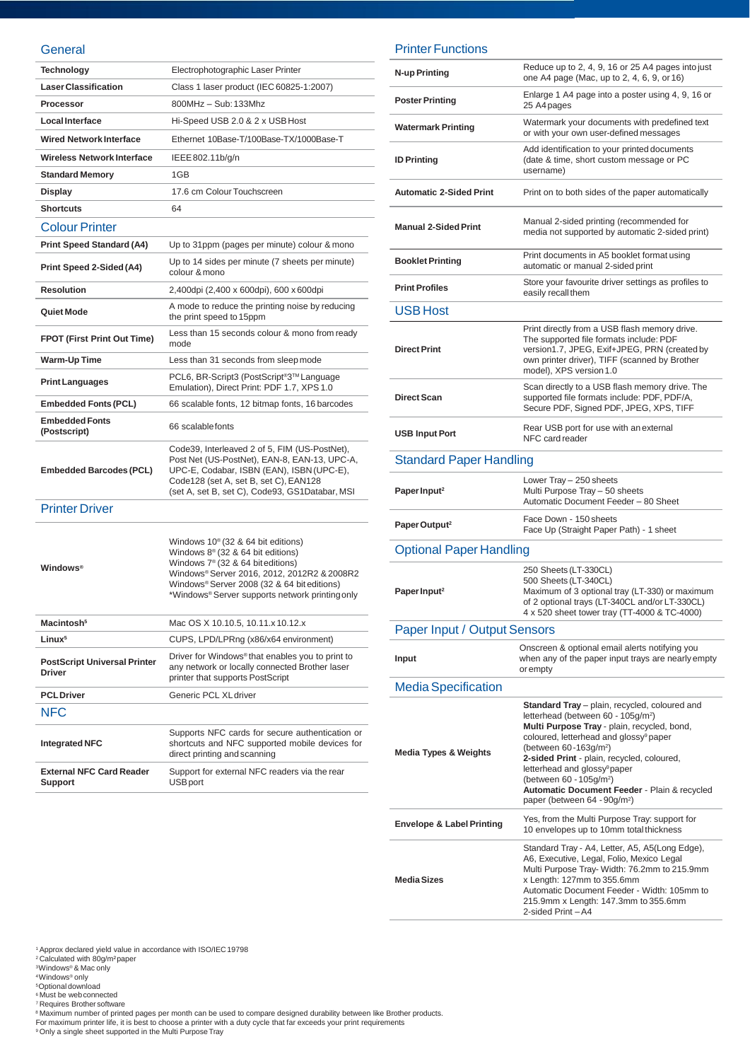## General

| Technology | Electrophotographic Laser Printer |
|---|---|
| Laser Classification | Class 1 laser product (IEC 60825-1:2007) |
| Processor | 800MHz – Sub:133Mhz |
| Local Interface | Hi-Speed USB 2.0 & 2 x USB Host |
| Wired Network Interface | Ethernet 10Base-T/100Base-TX/1000Base-T |
| Wireless Network Interface | IEEE 802.11b/g/n |
| Standard Memory | 1GB |
| Display | 17.6 cm Colour Touchscreen |
| Shortcuts | 64 |

## Colour Printer

| Print Speed Standard (A4) | Up to 31ppm (pages per minute) colour & mono |
|---|---|
| Print Speed 2-Sided (A4) | Up to 14 sides per minute (7 sheets per minute) colour & mono |
| Resolution | 2,400dpi (2,400 x 600dpi), 600 x 600dpi |
| Quiet Mode | A mode to reduce the printing noise by reducing the print speed to 15ppm |
| FPOT (First Print Out Time) | Less than 15 seconds colour & mono from ready mode |
| Warm-Up Time | Less than 31 seconds from sleep mode |
| Print Languages | PCL6, BR-Script3 (PostScript®3™ Language Emulation), Direct Print: PDF 1.7, XPS 1.0 |
| Embedded Fonts (PCL) | 66 scalable fonts, 12 bitmap fonts, 16 barcodes |
| Embedded Fonts (Postscript) | 66 scalable fonts |
| Embedded Barcodes (PCL) | Code39, Interleaved 2 of 5, FIM (US-PostNet), Post Net (US-PostNet), EAN-8, EAN-13, UPC-A, UPC-E, Codabar, ISBN (EAN), ISBN (UPC-E), Code128 (set A, set B, set C), EAN128 (set A, set B, set C), Code93, GS1Databar, MSI |

## Printer Driver

| Windows® | Windows 10® (32 & 64 bit editions)<br>Windows 8® (32 & 64 bit editions)<br>Windows 7® (32 & 64 bit editions)<br>Windows® Server 2016, 2012, 2012R2 & 2008R2<br>Windows® Server 2008 (32 & 64 bit editions)<br>*Windows® Server supports network printing only |
|---|---|
| Macintosh[5] | Mac OS X 10.10.5, 10.11.x 10.12.x |
| Linux[5] | CUPS, LPD/LPRng (x86/x64 environment) |
| PostScript Universal Printer Driver | Driver for Windows® that enables you to print to any network or locally connected Brother laser printer that supports PostScript |
| PCL Driver | Generic PCL XL driver |

## NFC

| Integrated NFC | Supports NFC cards for secure authentication or shortcuts and NFC supported mobile devices for direct printing and scanning |
|---|---|
| External NFC Card Reader Support | Support for external NFC readers via the rear USB port |

## Printer Functions

| N-up Printing | Reduce up to 2, 4, 9, 16 or 25 A4 pages into just one A4 page (Mac, up to 2, 4, 6, 9, or 16) |
|---|---|
| Poster Printing | Enlarge 1 A4 page into a poster using 4, 9, 16 or 25 A4 pages |
| Watermark Printing | Watermark your documents with predefined text or with your own user-defined messages |
| ID Printing | Add identification to your printed documents (date & time, short custom message or PC username) |
| Automatic 2-Sided Print | Print on to both sides of the paper automatically |
| Manual 2-Sided Print | Manual 2-sided printing (recommended for media not supported by automatic 2-sided print) |
| Booklet Printing | Print documents in A5 booklet format using automatic or manual 2-sided print |
| Print Profiles | Store your favourite driver settings as profiles to easily recall them |

## USB Host

| Direct Print | Print directly from a USB flash memory drive. The supported file formats include: PDF version1.7, JPEG, Exif+JPEG, PRN (created by own printer driver), TIFF (scanned by Brother model), XPS version 1.0 |
|---|---|
| Direct Scan | Scan directly to a USB flash memory drive. The supported file formats include: PDF, PDF/A, Secure PDF, Signed PDF, JPEG, XPS, TIFF |
| USB Input Port | Rear USB port for use with an external NFC card reader |

## Standard Paper Handling

| Paper Input[2] | Lower Tray – 250 sheets<br>Multi Purpose Tray – 50 sheets<br>Automatic Document Feeder – 80 Sheet |
|---|---|
| Paper Output[2] | Face Down - 150 sheets<br>Face Up (Straight Paper Path) - 1 sheet |

## Optional Paper Handling

| Paper Input[2] | 250 Sheets (LT-330CL)<br>500 Sheets (LT-340CL)<br>Maximum of 3 optional tray (LT-330) or maximum of 2 optional trays (LT-340CL and/or LT-330CL)<br>4 x 520 sheet tower tray (TT-4000 & TC-4000) |
|---|---|

## Paper Input / Output Sensors

| Input | Onscreen & optional email alerts notifying you when any of the paper input trays are nearly empty or empty |
|---|---|

## Media Specification

| Media Types & Weights | **Standard Tray** – plain, recycled, coloured and letterhead (between 60 - 105g/m²)<br>**Multi Purpose Tray** - plain, recycled, bond, coloured, letterhead and glossy[9] paper (between 60-163g/m²)<br>**2-sided Print** - plain, recycled, coloured, letterhead and glossy[9] paper (between 60 - 105g/m²)<br>**Automatic Document Feeder** - Plain & recycled paper (between 64 - 90g/m²) |
|---|---|
| Envelope & Label Printing | Yes, from the Multi Purpose Tray: support for 10 envelopes up to 10mm total thickness |
| Media Sizes | Standard Tray - A4, Letter, A5, A5(Long Edge), A6, Executive, Legal, Folio, Mexico Legal<br>Multi Purpose Tray- Width: 76.2mm to 215.9mm x Length: 127mm to 355.6mm<br>Automatic Document Feeder - Width: 105mm to 215.9mm x Length: 147.3mm to 355.6mm<br>2-sided Print – A4 |

[1] Approx declared yield value in accordance with ISO/IEC 19798
[2] Calculated with 80g/m² paper
[3] Windows® & Mac only
[4] Windows® only
[5] Optional download
[6] Must be web connected
[7] Requires Brother software
[8] Maximum number of printed pages per month can be used to compare designed durability between like Brother products. For maximum printer life, it is best to choose a printer with a duty cycle that far exceeds your print requirements
[9] Only a single sheet supported in the Multi Purpose Tray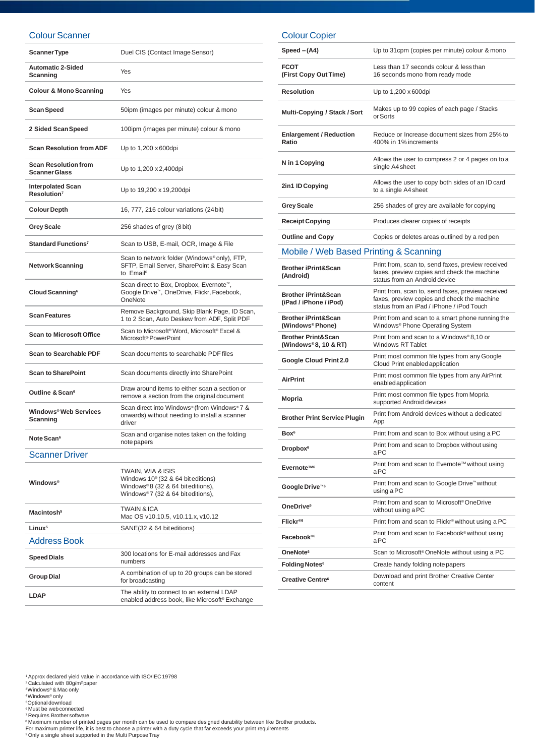## Colour Scanner

| | |
|---|---|
| **Scanner Type** | Duel CIS (Contact Image Sensor) |
| **Automatic 2-Sided Scanning** | Yes |
| **Colour & Mono Scanning** | Yes |
| **Scan Speed** | 50ipm (images per minute) colour & mono |
| **2 Sided Scan Speed** | 100ipm (images per minute) colour & mono |
| **Scan Resolution from ADF** | Up to 1,200 x 600dpi |
| **Scan Resolution from Scanner Glass** | Up to 1,200 x 2,400dpi |
| **Interpolated Scan Resolution**[7] | Up to 19,200 x 19,200dpi |
| **Colour Depth** | 16, 777, 216 colour variations (24 bit) |
| **Grey Scale** | 256 shades of grey (8 bit) |
| **Standard Functions**[7] | Scan to USB, E-mail, OCR, Image & File |
| **Network Scanning** | Scan to network folder (Windows® only), FTP, SFTP, Email Server, SharePoint & Easy Scan to Email[6] |
| **Cloud Scanning**[6] | Scan direct to Box, Dropbox, Evernote™, Google Drive™, OneNote, Flickr, Facebook, OneNote |
| **Scan Features** | Remove Background, Skip Blank Page, ID Scan, 1 to 2 Scan, Auto Deskew from ADF, Split PDF |
| **Scan to Microsoft Office** | Scan to Microsoft® Word, Microsoft® Excel & Microsoft® PowerPoint |
| **Scan to Searchable PDF** | Scan documents to searchable PDF files |
| **Scan to SharePoint** | Scan documents directly into SharePoint |
| **Outline & Scan**[6] | Draw around items to either scan a section or remove a section from the original document |
| **Windows® Web Services Scanning** | Scan direct into Windows® (from Windows® 7 & onwards) without needing to install a scanner driver |
| **Note Scan**[6] | Scan and organise notes taken on the folding note papers |

## Scanner Driver

| | |
|---|---|
| **Windows®** | TWAIN, WIA & ISIS<br>Windows 10® (32 & 64 bit editions)<br>Windows® 8 (32 & 64 bit editions),<br>Windows® 7 (32 & 64 bit editions), |
| **Macintosh**[5] | TWAIN & ICA<br>Mac OS v10.10.5, v10.11.x, v10.12 |
| **Linux**[5] | SANE(32 & 64 bit editions) |

## Address Book

| | |
|---|---|
| **Speed Dials** | 300 locations for E-mail addresses and Fax numbers |
| **Group Dial** | A combination of up to 20 groups can be stored for broadcasting |
| **LDAP** | The ability to connect to an external LDAP enabled address book, like Microsoft® Exchange |

## Colour Copier

| | |
|---|---|
| **Speed – (A4)** | Up to 31cpm (copies per minute) colour & mono |
| **FCOT (First Copy Out Time)** | Less than 17 seconds colour & less than 16 seconds mono from ready mode |
| **Resolution** | Up to 1,200 x 600dpi |
| **Multi-Copying / Stack / Sort** | Makes up to 99 copies of each page / Stacks or Sorts |
| **Enlargement / Reduction Ratio** | Reduce or Increase document sizes from 25% to 400% in 1% increments |
| **N in 1 Copying** | Allows the user to compress 2 or 4 pages on to a single A4 sheet |
| **2in1 ID Copying** | Allows the user to copy both sides of an ID card to a single A4 sheet |
| **Grey Scale** | 256 shades of grey are available for copying |
| **Receipt Copying** | Produces clearer copies of receipts |
| **Outline and Copy** | Copies or deletes areas outlined by a red pen |

## Mobile / Web Based Printing & Scanning

| | |
|---|---|
| **Brother iPrint&Scan (Android)** | Print from, scan to, send faxes, preview received faxes, preview copies and check the machine status from an Android device |
| **Brother iPrint&Scan (iPad / iPhone / iPod)** | Print from, scan to, send faxes, preview received faxes, preview copies and check the machine status from an iPad / iPhone / iPod Touch |
| **Brother iPrint&Scan (Windows® Phone)** | Print from and scan to a smart phone running the Windows® Phone Operating System |
| **Brother Print&Scan (Windows® 8, 10 & RT)** | Print from and scan to a Windows® 8,10 or Windows RT Tablet |
| **Google Cloud Print 2.0** | Print most common file types from any Google Cloud Print enabled application |
| **AirPrint** | Print most common file types from any AirPrint enabled application |
| **Mopria** | Print most common file types from Mopria supported Android devices |
| **Brother Print Service Plugin** | Print from Android devices without a dedicated App |
| **Box**[6] | Print from and scan to Box without using a PC |
| **Dropbox**[6] | Print from and scan to Dropbox without using a PC |
| **Evernote™**[6] | Print from and scan to Evernote™ without using a PC |
| **Google Drive™**[6] | Print from and scan to Google Drive™ without using a PC |
| **OneDrive**[6] | Print from and scan to Microsoft® OneDrive without using a PC |
| **Flickr®**[6] | Print from and scan to Flickr® without using a PC |
| **Facebook®**[6] | Print from and scan to Facebook® without using a PC |
| **OneNote**[6] | Scan to Microsoft® OneNote without using a PC |
| **Folding Notes**[6] | Create handy folding note papers |
| **Creative Centre**[6] | Download and print Brother Creative Center content |

[1] Approx declared yield value in accordance with ISO/IEC 19798
[2] Calculated with 80g/m² paper
[3] Windows® & Mac only
[4] Windows® only
[5] Optional download
[6] Must be web connected
[7] Requires Brother software
[8] Maximum number of printed pages per month can be used to compare designed durability between like Brother products. For maximum printer life, it is best to choose a printer with a duty cycle that far exceeds your print requirements
[9] Only a single sheet supported in the Multi Purpose Tray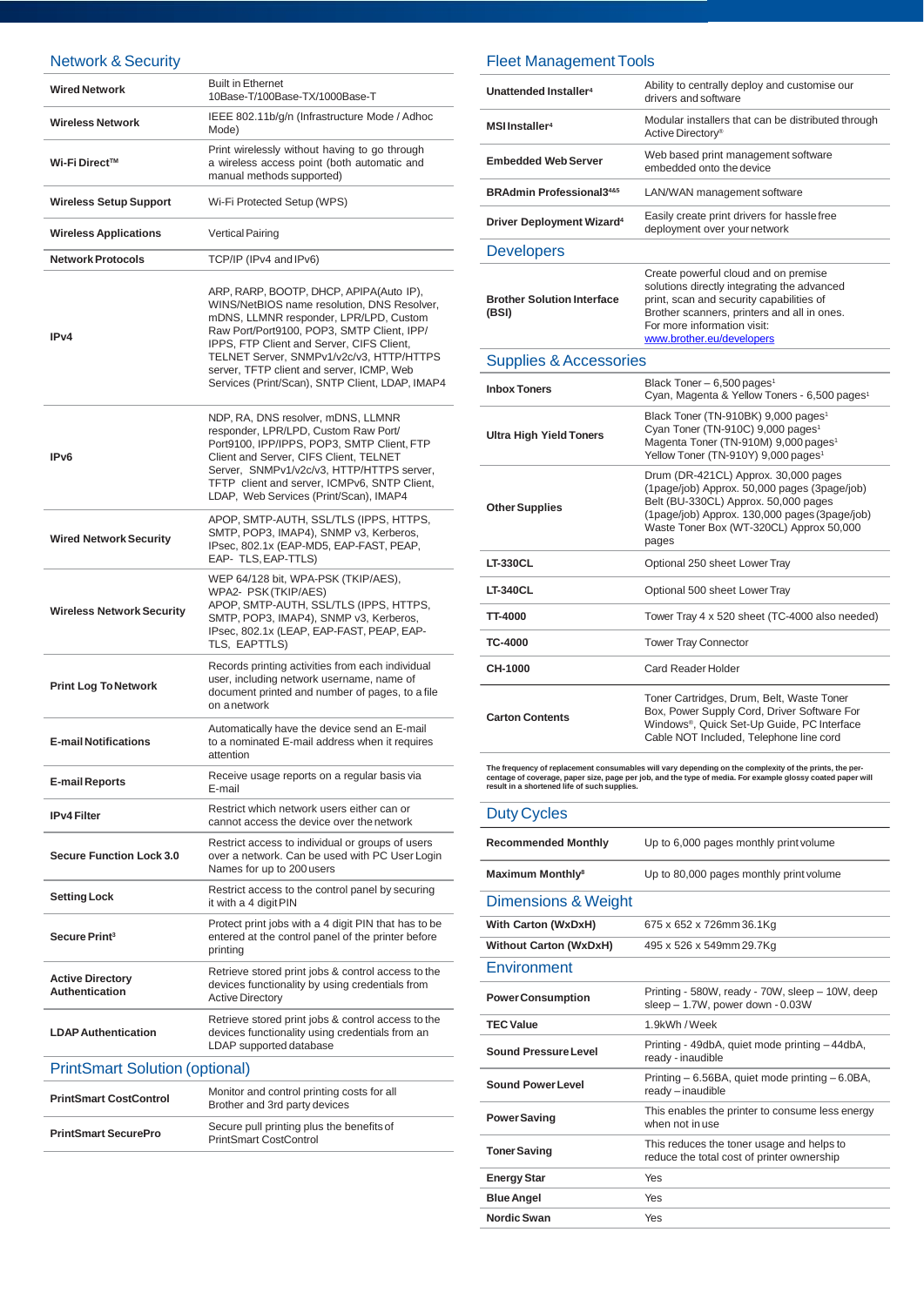## Network & Security

| | |
|---|---|
| **Wired Network** | Built in Ethernet 10Base-T/100Base-TX/1000Base-T |
| **Wireless Network** | IEEE 802.11b/g/n (Infrastructure Mode / Adhoc Mode) |
| **Wi-Fi Direct™** | Print wirelessly without having to go through a wireless access point (both automatic and manual methods supported) |
| **Wireless Setup Support** | Wi-Fi Protected Setup (WPS) |
| **Wireless Applications** | Vertical Pairing |
| **Network Protocols** | TCP/IP (IPv4 and IPv6) |
| **IPv4** | ARP, RARP, BOOTP, DHCP, APIPA(Auto IP), WINS/NetBIOS name resolution, DNS Resolver, mDNS, LLMNR responder, LPR/LPD, Custom Raw Port/Port9100, POP3, SMTP Client, IPP/IPPS, FTP Client and Server, CIFS Client, TELNET Server, SNMPv1/v2c/v3, HTTP/HTTPS server, TFTP client and server, ICMP, Web Services (Print/Scan), SNTP Client, LDAP, IMAP4 |
| **IPv6** | NDP, RA, DNS resolver, mDNS, LLMNR responder, LPR/LPD, Custom Raw Port/ Port9100, IPP/IPPS, POP3, SMTP Client, FTP Client and Server, CIFS Client, TELNET Server, SNMPv1/v2c/v3, HTTP/HTTPS server, TFTP client and server, ICMPv6, SNTP Client, LDAP, Web Services (Print/Scan), IMAP4 |
| **Wired Network Security** | APOP, SMTP-AUTH, SSL/TLS (IPPS, HTTPS, SMTP, POP3, IMAP4), SNMP v3, Kerberos, IPsec, 802.1x (EAP-MD5, EAP-FAST, PEAP, EAP- TLS, EAP-TTLS) |
| **Wireless Network Security** | WEP 64/128 bit, WPA-PSK (TKIP/AES), WPA2- PSK (TKIP/AES) APOP, SMTP-AUTH, SSL/TLS (IPPS, HTTPS, SMTP, POP3, IMAP4), SNMP v3, Kerberos, IPsec, 802.1x (LEAP, EAP-FAST, PEAP, EAP-TLS, EAPTTLS) |
| **Print Log To Network** | Records printing activities from each individual user, including network username, name of document printed and number of pages, to a file on a network |
| **E-mail Notifications** | Automatically have the device send an E-mail to a nominated E-mail address when it requires attention |
| **E-mail Reports** | Receive usage reports on a regular basis via E-mail |
| **IPv4 Filter** | Restrict which network users either can or cannot access the device over the network |
| **Secure Function Lock 3.0** | Restrict access to individual or groups of users over a network. Can be used with PC User Login Names for up to 200 users |
| **Setting Lock** | Restrict access to the control panel by securing it with a 4 digit PIN |
| **Secure Print[3]** | Protect print jobs with a 4 digit PIN that has to be entered at the control panel of the printer before printing |
| **Active Directory Authentication** | Retrieve stored print jobs & control access to the devices functionality by using credentials from Active Directory |
| **LDAP Authentication** | Retrieve stored print jobs & control access to the devices functionality using credentials from an LDAP supported database |

## PrintSmart Solution (optional)

| | |
|---|---|
| **PrintSmart CostControl** | Monitor and control printing costs for all Brother and 3rd party devices |
| **PrintSmart SecurePro** | Secure pull printing plus the benefits of PrintSmart CostControl |

## Fleet Management Tools

| | |
|---|---|
| **Unattended Installer[4]** | Ability to centrally deploy and customise our drivers and software |
| **MSI Installer[4]** | Modular installers that can be distributed through Active Directory® |
| **Embedded Web Server** | Web based print management software embedded onto the device |
| **BRAdmin Professional3[4&5]** | LAN/WAN management software |
| **Driver Deployment Wizard[4]** | Easily create print drivers for hassle free deployment over your network |

## Developers

| | |
|---|---|
| **Brother Solution Interface (BSI)** | Create powerful cloud and on premise solutions directly integrating the advanced print, scan and security capabilities of Brother scanners, printers and all in ones. For more information visit: www.brother.eu/developers |

## Supplies & Accessories

| | |
|---|---|
| **Inbox Toners** | Black Toner – 6,500 pages[1] Cyan, Magenta & Yellow Toners - 6,500 pages[1] |
| **Ultra High Yield Toners** | Black Toner (TN-910BK) 9,000 pages[1] Cyan Toner (TN-910C) 9,000 pages[1] Magenta Toner (TN-910M) 9,000 pages[1] Yellow Toner (TN-910Y) 9,000 pages[1] |
| **Other Supplies** | Drum (DR-421CL) Approx. 30,000 pages (1page/job) Approx. 50,000 pages (3page/job) Belt (BU-330CL) Approx. 50,000 pages (1page/job) Approx. 130,000 pages (3page/job) Waste Toner Box (WT-320CL) Approx 50,000 pages |
| **LT-330CL** | Optional 250 sheet Lower Tray |
| **LT-340CL** | Optional 500 sheet Lower Tray |
| **TT-4000** | Tower Tray 4 x 520 sheet (TC-4000 also needed) |
| **TC-4000** | Tower Tray Connector |
| **CH-1000** | Card Reader Holder |
| **Carton Contents** | Toner Cartridges, Drum, Belt, Waste Toner Box, Power Supply Cord, Driver Software For Windows®, Quick Set-Up Guide, PC Interface Cable NOT Included, Telephone line cord |

**The frequency of replacement consumables will vary depending on the complexity of the prints, the percentage of coverage, paper size, page per job, and the type of media. For example glossy coated paper will result in a shortened life of such supplies.**

## Duty Cycles

| | |
|---|---|
| **Recommended Monthly** | Up to 6,000 pages monthly print volume |
| **Maximum Monthly[8]** | Up to 80,000 pages monthly print volume |

## Dimensions & Weight

| | |
|---|---|
| **With Carton (WxDxH)** | 675 x 652 x 726mm 36.1Kg |
| **Without Carton (WxDxH)** | 495 x 526 x 549mm 29.7Kg |

## Environment

| | |
|---|---|
| **Power Consumption** | Printing - 580W, ready - 70W, sleep – 10W, deep sleep – 1.7W, power down - 0.03W |
| **TEC Value** | 1.9kWh / Week |
| **Sound Pressure Level** | Printing - 49dbA, quiet mode printing – 44dbA, ready - inaudible |
| **Sound Power Level** | Printing – 6.56BA, quiet mode printing – 6.0BA, ready – inaudible |
| **Power Saving** | This enables the printer to consume less energy when not in use |
| **Toner Saving** | This reduces the toner usage and helps to reduce the total cost of printer ownership |
| **Energy Star** | Yes |
| **Blue Angel** | Yes |
| **Nordic Swan** | Yes |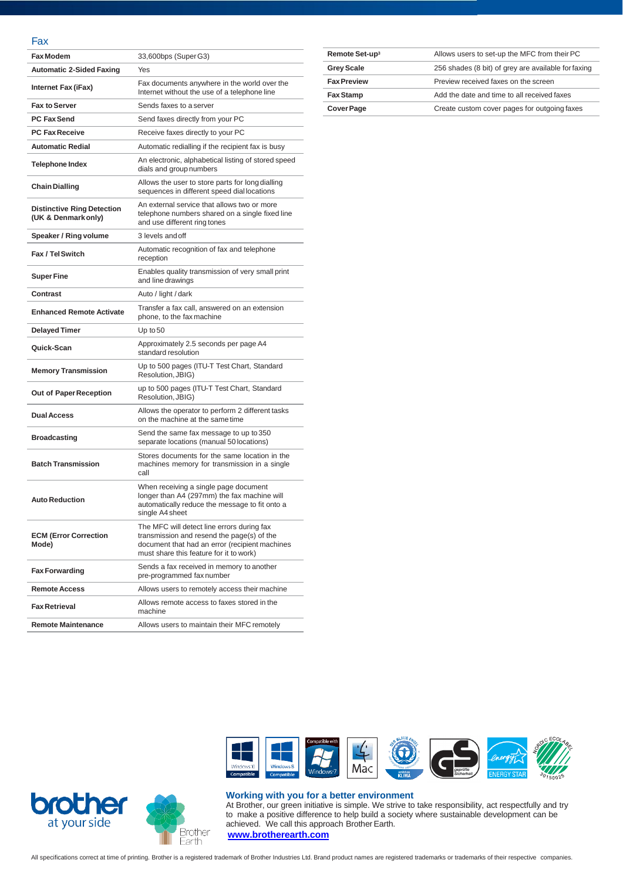## Fax

| | |
|---|---|
| **Fax Modem** | 33,600bps (Super G3) |
| **Automatic 2-Sided Faxing** | Yes |
| **Internet Fax (iFax)** | Fax documents anywhere in the world over the Internet without the use of a telephone line |
| **Fax to Server** | Sends faxes to a server |
| **PC Fax Send** | Send faxes directly from your PC |
| **PC Fax Receive** | Receive faxes directly to your PC |
| **Automatic Redial** | Automatic redialling if the recipient fax is busy |
| **Telephone Index** | An electronic, alphabetical listing of stored speed dials and group numbers |
| **Chain Dialling** | Allows the user to store parts for long dialling sequences in different speed dial locations |
| **Distinctive Ring Detection (UK & Denmark only)** | An external service that allows two or more telephone numbers shared on a single fixed line and use different ring tones |
| **Speaker / Ring volume** | 3 levels and off |
| **Fax / Tel Switch** | Automatic recognition of fax and telephone reception |
| **Super Fine** | Enables quality transmission of very small print and line drawings |
| **Contrast** | Auto / light / dark |
| **Enhanced Remote Activate** | Transfer a fax call, answered on an extension phone, to the fax machine |
| **Delayed Timer** | Up to 50 |
| **Quick-Scan** | Approximately 2.5 seconds per page A4 standard resolution |
| **Memory Transmission** | Up to 500 pages (ITU-T Test Chart, Standard Resolution, JBIG) |
| **Out of Paper Reception** | up to 500 pages (ITU-T Test Chart, Standard Resolution, JBIG) |
| **Dual Access** | Allows the operator to perform 2 different tasks on the machine at the same time |
| **Broadcasting** | Send the same fax message to up to 350 separate locations (manual 50 locations) |
| **Batch Transmission** | Stores documents for the same location in the machines memory for transmission in a single call |
| **Auto Reduction** | When receiving a single page document longer than A4 (297mm) the fax machine will automatically reduce the message to fit onto a single A4 sheet |
| **ECM (Error Correction Mode)** | The MFC will detect line errors during fax transmission and resend the page(s) of the document that had an error (recipient machines must share this feature for it to work) |
| **Fax Forwarding** | Sends a fax received in memory to another pre-programmed fax number |
| **Remote Access** | Allows users to remotely access their machine |
| **Fax Retrieval** | Allows remote access to faxes stored in the machine |
| **Remote Maintenance** | Allows users to maintain their MFC remotely |
| **Remote Set-up[3]** | Allows users to set-up the MFC from their PC |
| **Grey Scale** | 256 shades (8 bit) of grey are available for faxing |
| **Fax Preview** | Preview received faxes on the screen |
| **Fax Stamp** | Add the date and time to all received faxes |
| **Cover Page** | Create custom cover pages for outgoing faxes |

### Working with you for a better environment

At Brother, our green initiative is simple. We strive to take responsibility, act respectfully and try to make a positive difference to help build a society where sustainable development can be achieved. We call this approach Brother Earth.

**www.brotherearth.com**

All specifications correct at time of printing. Brother is a registered trademark of Brother Industries Ltd. Brand product names are registered trademarks or trademarks of their respective companies.